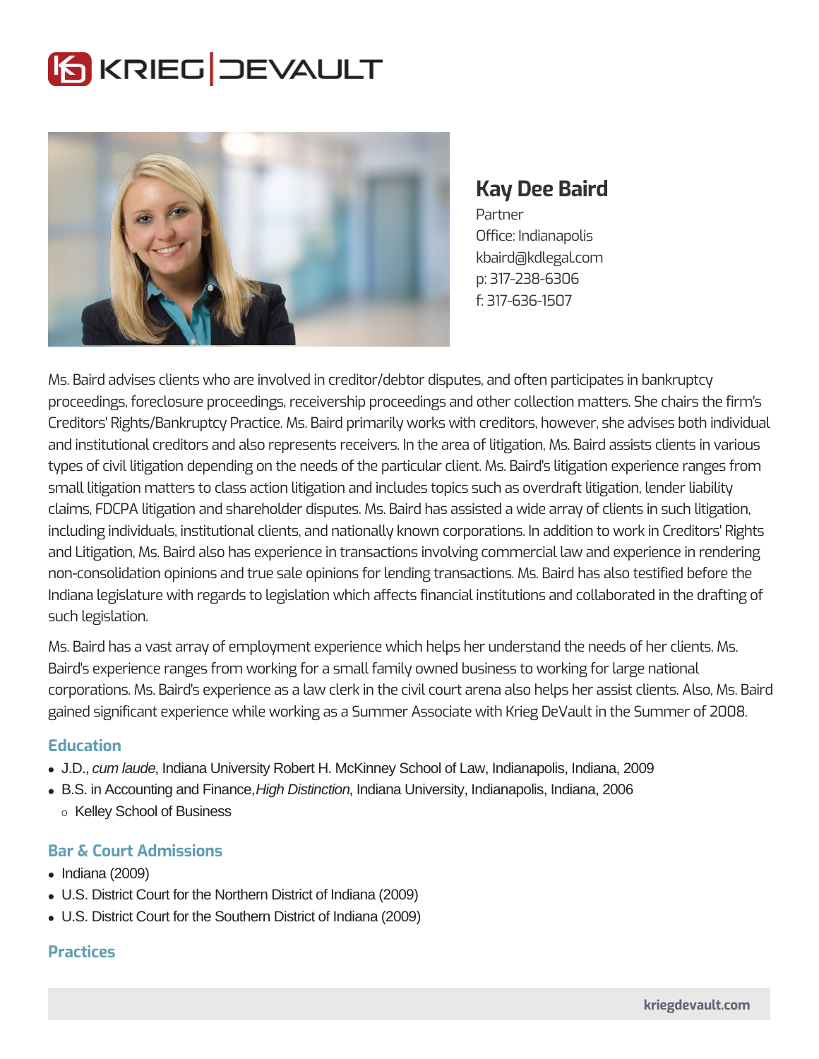# Kay Dee Baird

Partner
Office: Indianapolis
kbaird@kdlegal.com
p: 317-238-6306
f: 317-636-1507

Ms. Baird advises clients who are involved in creditor/debtor disputes, and often participates in bankruptcy proceedings, foreclosure proceedings, receivership proceedings and other collection matters. She chairs the firm's Creditors' Rights/Bankruptcy Practice. Ms. Baird primarily works with creditors, however, she advises both individual and institutional creditors and also represents receivers. In the area of litigation, Ms. Baird assists clients in various types of civil litigation depending on the needs of the particular client. Ms. Baird's litigation experience ranges from small litigation matters to class action litigation and includes topics such as overdraft litigation, lender liability claims, FDCPA litigation and shareholder disputes. Ms. Baird has assisted a wide array of clients in such litigation, including individuals, institutional clients, and nationally known corporations. In addition to work in Creditors' Rights and Litigation, Ms. Baird also has experience in transactions involving commercial law and experience in rendering non-consolidation opinions and true sale opinions for lending transactions. Ms. Baird has also testified before the Indiana legislature with regards to legislation which affects financial institutions and collaborated in the drafting of such legislation.

Ms. Baird has a vast array of employment experience which helps her understand the needs of her clients. Ms. Baird's experience ranges from working for a small family owned business to working for large national corporations. Ms. Baird's experience as a law clerk in the civil court arena also helps her assist clients. Also, Ms. Baird gained significant experience while working as a Summer Associate with Krieg DeVault in the Summer of 2008.

## Education

- J.D., *cum laude*, Indiana University Robert H. McKinney School of Law, Indianapolis, Indiana, 2009
- B.S. in Accounting and Finance, *High Distinction*, Indiana University, Indianapolis, Indiana, 2006
  - Kelley School of Business

## Bar & Court Admissions

- Indiana (2009)
- U.S. District Court for the Northern District of Indiana (2009)
- U.S. District Court for the Southern District of Indiana (2009)

## Practices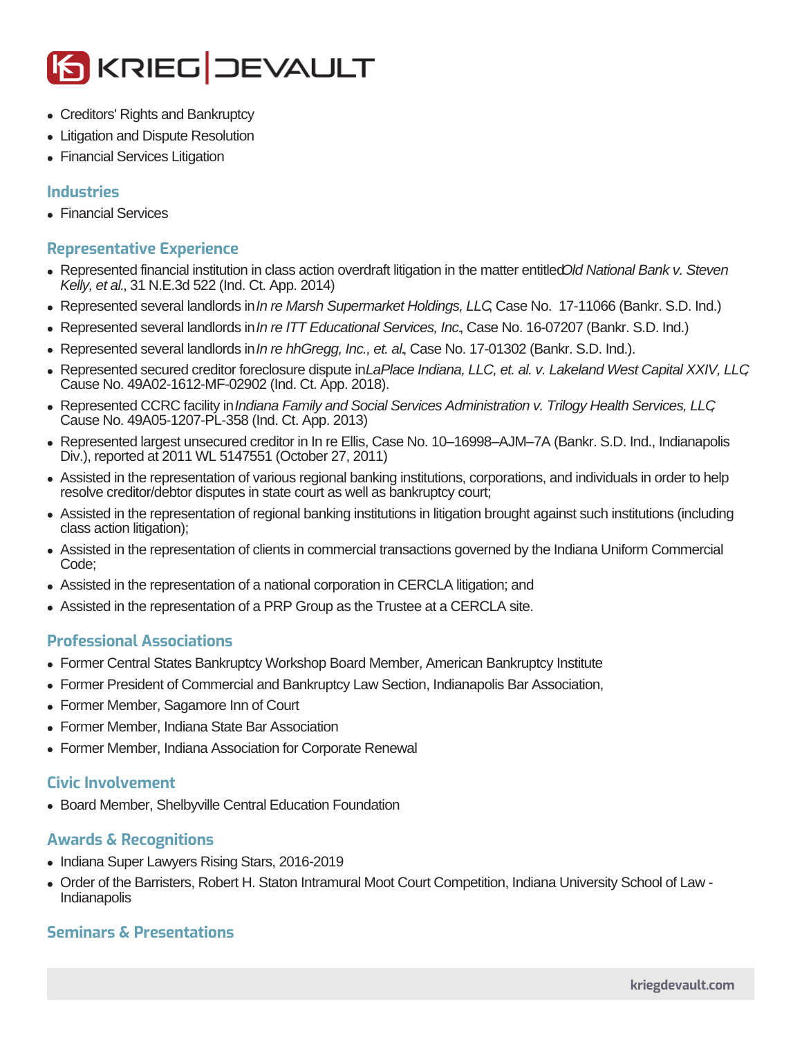- Creditors' Rights and Bankruptcy
- Litigation and Dispute Resolution
- Financial Services Litigation

## Industries

- Financial Services

## Representative Experience

- Represented financial institution in class action overdraft litigation in the matter entitled *Old National Bank v. Steven Kelly, et al.*, 31 N.E.3d 522 (Ind. Ct. App. 2014)
- Represented several landlords in *In re Marsh Supermarket Holdings, LLC*, Case No. 17-11066 (Bankr. S.D. Ind.)
- Represented several landlords in *In re ITT Educational Services, Inc.*, Case No. 16-07207 (Bankr. S.D. Ind.)
- Represented several landlords in *In re hhGregg, Inc., et. al.*, Case No. 17-01302 (Bankr. S.D. Ind.).
- Represented secured creditor foreclosure dispute in *LaPlace Indiana, LLC, et. al. v. Lakeland West Capital XXIV, LLC*, Cause No. 49A02-1612-MF-02902 (Ind. Ct. App. 2018).
- Represented CCRC facility in *Indiana Family and Social Services Administration v. Trilogy Health Services, LLC*, Cause No. 49A05-1207-PL-358 (Ind. Ct. App. 2013)
- Represented largest unsecured creditor in In re Ellis, Case No. 10–16998–AJM–7A (Bankr. S.D. Ind., Indianapolis Div.), reported at 2011 WL 5147551 (October 27, 2011)
- Assisted in the representation of various regional banking institutions, corporations, and individuals in order to help resolve creditor/debtor disputes in state court as well as bankruptcy court;
- Assisted in the representation of regional banking institutions in litigation brought against such institutions (including class action litigation);
- Assisted in the representation of clients in commercial transactions governed by the Indiana Uniform Commercial Code;
- Assisted in the representation of a national corporation in CERCLA litigation; and
- Assisted in the representation of a PRP Group as the Trustee at a CERCLA site.

## Professional Associations

- Former Central States Bankruptcy Workshop Board Member, American Bankruptcy Institute
- Former President of Commercial and Bankruptcy Law Section, Indianapolis Bar Association,
- Former Member, Sagamore Inn of Court
- Former Member, Indiana State Bar Association
- Former Member, Indiana Association for Corporate Renewal

## Civic Involvement

- Board Member, Shelbyville Central Education Foundation

## Awards & Recognitions

- Indiana Super Lawyers Rising Stars, 2016-2019
- Order of the Barristers, Robert H. Staton Intramural Moot Court Competition, Indiana University School of Law - Indianapolis

## Seminars & Presentations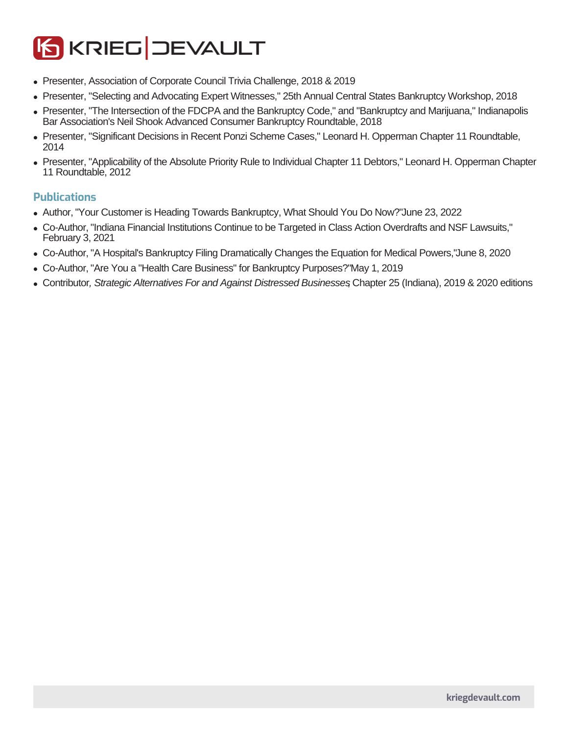- Presenter, Association of Corporate Council Trivia Challenge, 2018 & 2019
- Presenter, "Selecting and Advocating Expert Witnesses," 25th Annual Central States Bankruptcy Workshop, 2018
- Presenter, "The Intersection of the FDCPA and the Bankruptcy Code," and "Bankruptcy and Marijuana," Indianapolis Bar Association's Neil Shook Advanced Consumer Bankruptcy Roundtable, 2018
- Presenter, "Significant Decisions in Recent Ponzi Scheme Cases," Leonard H. Opperman Chapter 11 Roundtable, 2014
- Presenter, "Applicability of the Absolute Priority Rule to Individual Chapter 11 Debtors," Leonard H. Opperman Chapter 11 Roundtable, 2012

## Publications

- Author, "Your Customer is Heading Towards Bankruptcy, What Should You Do Now?"June 23, 2022
- Co-Author, "Indiana Financial Institutions Continue to be Targeted in Class Action Overdrafts and NSF Lawsuits," February 3, 2021
- Co-Author, "A Hospital's Bankruptcy Filing Dramatically Changes the Equation for Medical Powers,"June 8, 2020
- Co-Author, "Are You a "Health Care Business" for Bankruptcy Purposes?"May 1, 2019
- Contributor*, Strategic Alternatives For and Against Distressed Businesses*, Chapter 25 (Indiana), 2019 & 2020 editions